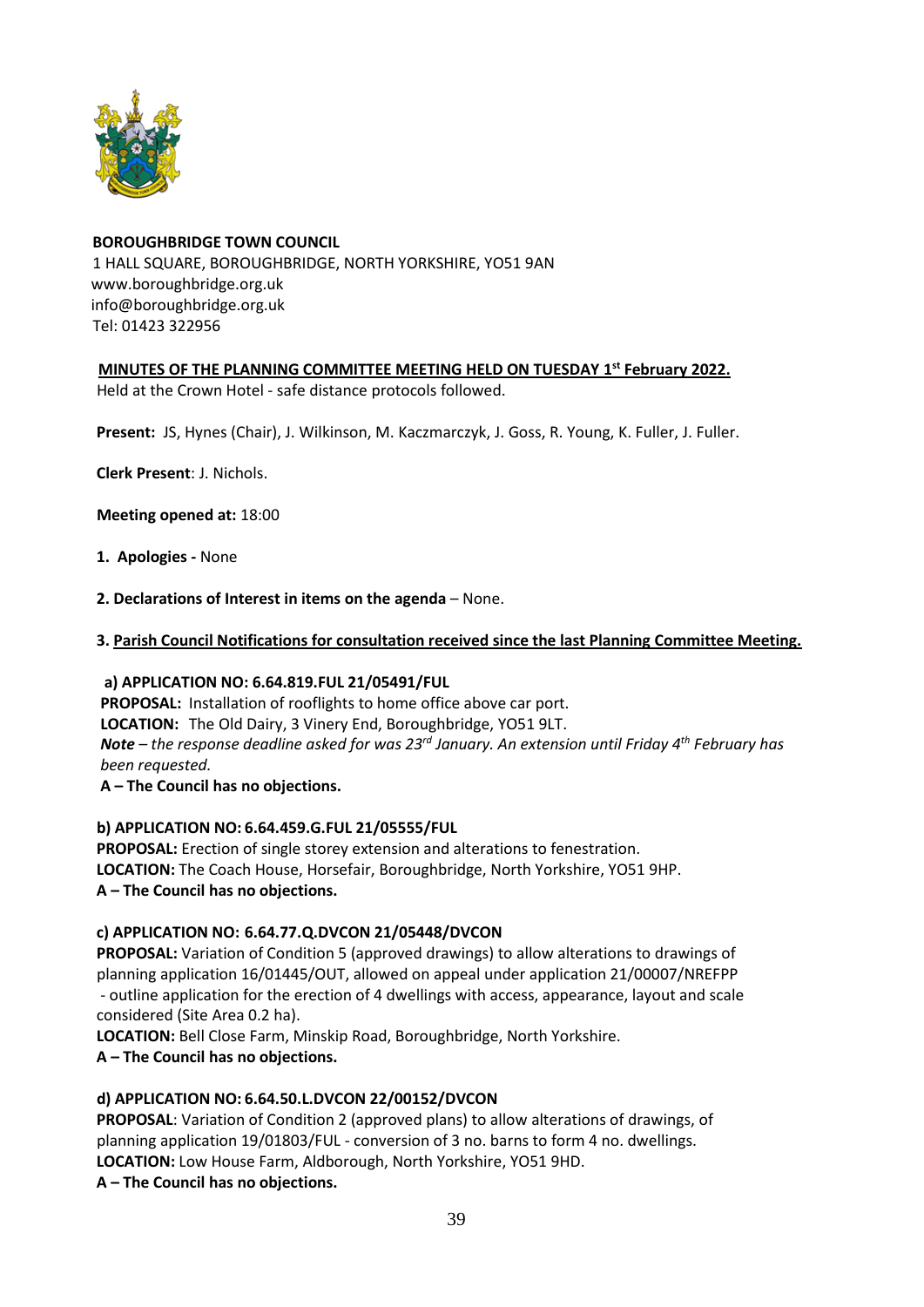**BOROUGHBRIDGE TOWN COUNCIL**
1 HALL SQUARE, BOROUGHBRIDGE, NORTH YORKSHIRE, YO51 9AN
www.boroughbridge.org.uk
info@boroughbridge.org.uk
Tel: 01423 322956

## MINUTES OF THE PLANNING COMMITTEE MEETING HELD ON TUESDAY 1st February 2022.

Held at the Crown Hotel - safe distance protocols followed.

**Present:** JS, Hynes (Chair), J. Wilkinson, M. Kaczmarczyk, J. Goss, R. Young, K. Fuller, J. Fuller.

**Clerk Present**: J. Nichols.

**Meeting opened at:** 18:00

**1. Apologies -** None

**2. Declarations of Interest in items on the agenda** – None.

**3. Parish Council Notifications for consultation received since the last Planning Committee Meeting.**

**a) APPLICATION NO: 6.64.819.FUL 21/05491/FUL**
**PROPOSAL:** Installation of rooflights to home office above car port.
**LOCATION:** The Old Dairy, 3 Vinery End, Boroughbridge, YO51 9LT.
***Note*** *– the response deadline asked for was 23rd January. An extension until Friday 4th February has been requested.*
**A – The Council has no objections.**

**b) APPLICATION NO: 6.64.459.G.FUL 21/05555/FUL**
**PROPOSAL:** Erection of single storey extension and alterations to fenestration.
**LOCATION:** The Coach House, Horsefair, Boroughbridge, North Yorkshire, YO51 9HP.
**A – The Council has no objections.**

**c) APPLICATION NO: 6.64.77.Q.DVCON 21/05448/DVCON**
**PROPOSAL:** Variation of Condition 5 (approved drawings) to allow alterations to drawings of planning application 16/01445/OUT, allowed on appeal under application 21/00007/NREFPP - outline application for the erection of 4 dwellings with access, appearance, layout and scale considered (Site Area 0.2 ha).
**LOCATION:** Bell Close Farm, Minskip Road, Boroughbridge, North Yorkshire.
**A – The Council has no objections.**

**d) APPLICATION NO: 6.64.50.L.DVCON 22/00152/DVCON**
**PROPOSAL**: Variation of Condition 2 (approved plans) to allow alterations of drawings, of planning application 19/01803/FUL - conversion of 3 no. barns to form 4 no. dwellings.
**LOCATION:** Low House Farm, Aldborough, North Yorkshire, YO51 9HD.
**A – The Council has no objections.**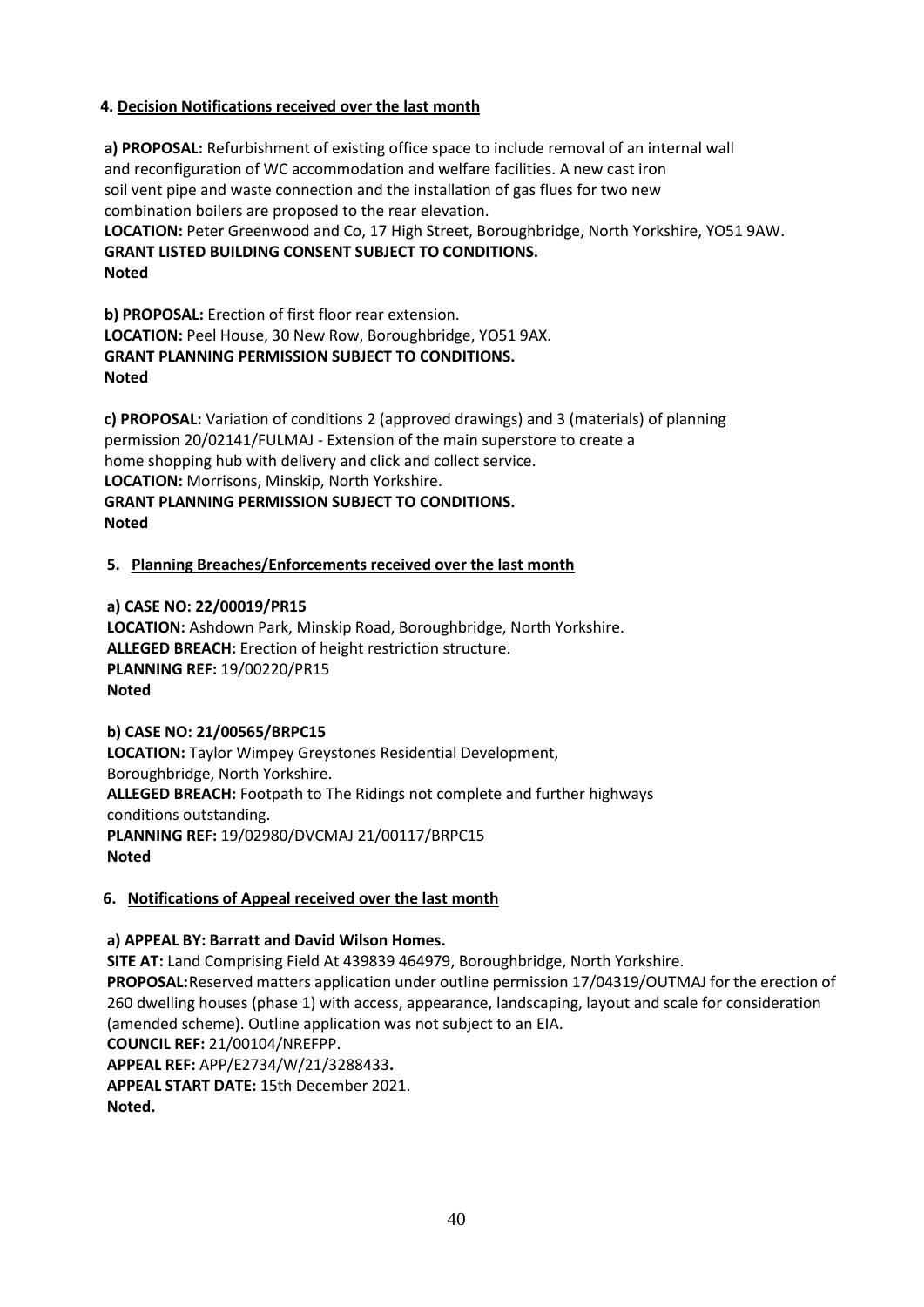## 4. Decision Notifications received over the last month

**a) PROPOSAL:** Refurbishment of existing office space to include removal of an internal wall and reconfiguration of WC accommodation and welfare facilities. A new cast iron soil vent pipe and waste connection and the installation of gas flues for two new combination boilers are proposed to the rear elevation.
**LOCATION:** Peter Greenwood and Co, 17 High Street, Boroughbridge, North Yorkshire, YO51 9AW.
**GRANT LISTED BUILDING CONSENT SUBJECT TO CONDITIONS.**
**Noted**

**b) PROPOSAL:** Erection of first floor rear extension.
**LOCATION:** Peel House, 30 New Row, Boroughbridge, YO51 9AX.
**GRANT PLANNING PERMISSION SUBJECT TO CONDITIONS.**
**Noted**

**c) PROPOSAL:** Variation of conditions 2 (approved drawings) and 3 (materials) of planning permission 20/02141/FULMAJ - Extension of the main superstore to create a home shopping hub with delivery and click and collect service.
**LOCATION:** Morrisons, Minskip, North Yorkshire.
**GRANT PLANNING PERMISSION SUBJECT TO CONDITIONS.**
**Noted**

## 5. Planning Breaches/Enforcements received over the last month

**a) CASE NO: 22/00019/PR15**
**LOCATION:** Ashdown Park, Minskip Road, Boroughbridge, North Yorkshire.
**ALLEGED BREACH:** Erection of height restriction structure.
**PLANNING REF:** 19/00220/PR15
**Noted**

**b) CASE NO: 21/00565/BRPC15**
**LOCATION:** Taylor Wimpey Greystones Residential Development, Boroughbridge, North Yorkshire.
**ALLEGED BREACH:** Footpath to The Ridings not complete and further highways conditions outstanding.
**PLANNING REF:** 19/02980/DVCMAJ 21/00117/BRPC15
**Noted**

## 6. Notifications of Appeal received over the last month

**a) APPEAL BY: Barratt and David Wilson Homes.**
**SITE AT:** Land Comprising Field At 439839 464979, Boroughbridge, North Yorkshire.
**PROPOSAL:** Reserved matters application under outline permission 17/04319/OUTMAJ for the erection of 260 dwelling houses (phase 1) with access, appearance, landscaping, layout and scale for consideration (amended scheme). Outline application was not subject to an EIA.
**COUNCIL REF:** 21/00104/NREFPP.
**APPEAL REF:** APP/E2734/W/21/3288433**.**
**APPEAL START DATE:** 15th December 2021.
**Noted.**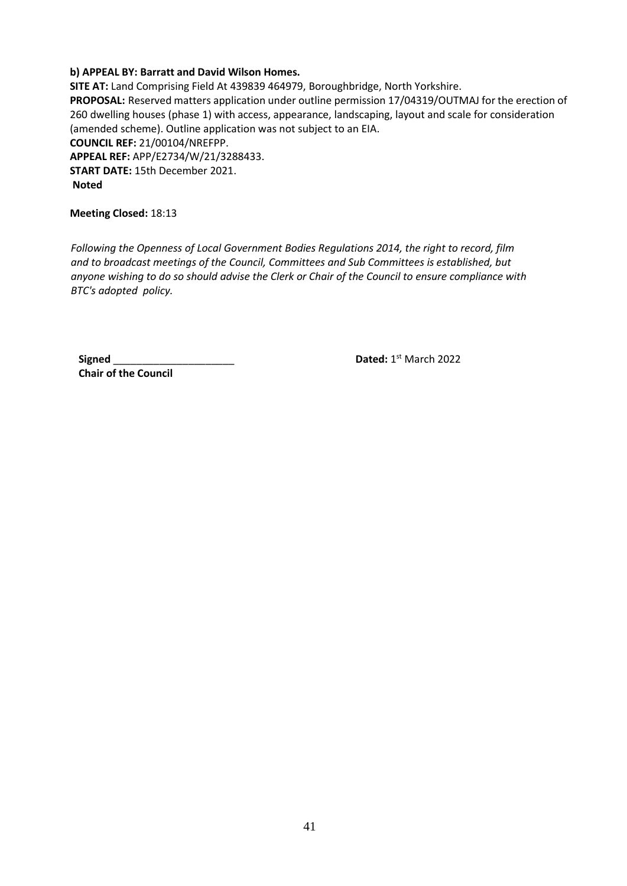**b) APPEAL BY: Barratt and David Wilson Homes.**

**SITE AT:** Land Comprising Field At 439839 464979, Boroughbridge, North Yorkshire.

**PROPOSAL:** Reserved matters application under outline permission 17/04319/OUTMAJ for the erection of 260 dwelling houses (phase 1) with access, appearance, landscaping, layout and scale for consideration (amended scheme). Outline application was not subject to an EIA.

**COUNCIL REF:** 21/00104/NREFPP.

**APPEAL REF:** APP/E2734/W/21/3288433.

**START DATE:** 15th December 2021.

**Noted**

**Meeting Closed:** 18:13

*Following the Openness of Local Government Bodies Regulations 2014, the right to record, film and to broadcast meetings of the Council, Committees and Sub Committees is established, but anyone wishing to do so should advise the Clerk or Chair of the Council to ensure compliance with BTC's adopted policy.*

**Signed** _____________________ **Dated:** 1st March 2022

**Chair of the Council**